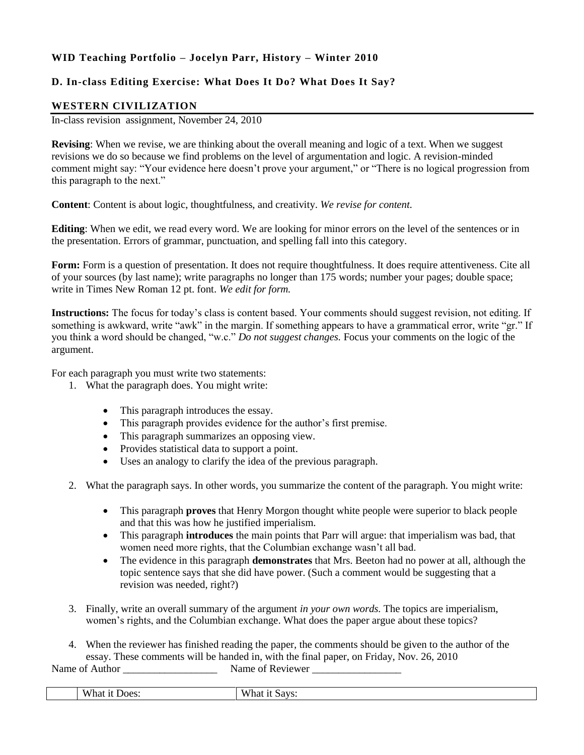**WID Teaching Portfolio – Jocelyn Parr, History – Winter 2010**

**D. In-class Editing Exercise: What Does It Do? What Does It Say?**

## WESTERN CIVILIZATION

In-class revision assignment, November 24, 2010

**Revising**: When we revise, we are thinking about the overall meaning and logic of a text. When we suggest revisions we do so because we find problems on the level of argumentation and logic. A revision-minded comment might say: "Your evidence here doesn't prove your argument," or "There is no logical progression from this paragraph to the next."

**Content**: Content is about logic, thoughtfulness, and creativity. *We revise for content.*

**Editing**: When we edit, we read every word. We are looking for minor errors on the level of the sentences or in the presentation. Errors of grammar, punctuation, and spelling fall into this category.

**Form:** Form is a question of presentation. It does not require thoughtfulness. It does require attentiveness. Cite all of your sources (by last name); write paragraphs no longer than 175 words; number your pages; double space; write in Times New Roman 12 pt. font. *We edit for form.*

**Instructions:** The focus for today's class is content based. Your comments should suggest revision, not editing. If something is awkward, write "awk" in the margin. If something appears to have a grammatical error, write "gr." If you think a word should be changed, "w.c." *Do not suggest changes.* Focus your comments on the logic of the argument.

For each paragraph you must write two statements:

1. What the paragraph does. You might write:
   - This paragraph introduces the essay.
   - This paragraph provides evidence for the author's first premise.
   - This paragraph summarizes an opposing view.
   - Provides statistical data to support a point.
   - Uses an analogy to clarify the idea of the previous paragraph.
2. What the paragraph says. In other words, you summarize the content of the paragraph. You might write:
   - This paragraph **proves** that Henry Morgon thought white people were superior to black people and that this was how he justified imperialism.
   - This paragraph **introduces** the main points that Parr will argue: that imperialism was bad, that women need more rights, that the Columbian exchange wasn't all bad.
   - The evidence in this paragraph **demonstrates** that Mrs. Beeton had no power at all, although the topic sentence says that she did have power. (Such a comment would be suggesting that a revision was needed, right?)
3. Finally, write an overall summary of the argument *in your own words.* The topics are imperialism, women's rights, and the Columbian exchange. What does the paper argue about these topics?
4. When the reviewer has finished reading the paper, the comments should be given to the author of the essay. These comments will be handed in, with the final paper, on Friday, Nov. 26, 2010

Name of Author __________________ Name of Reviewer _________________

| | What it Does: | What it Says: |
|---|---|---|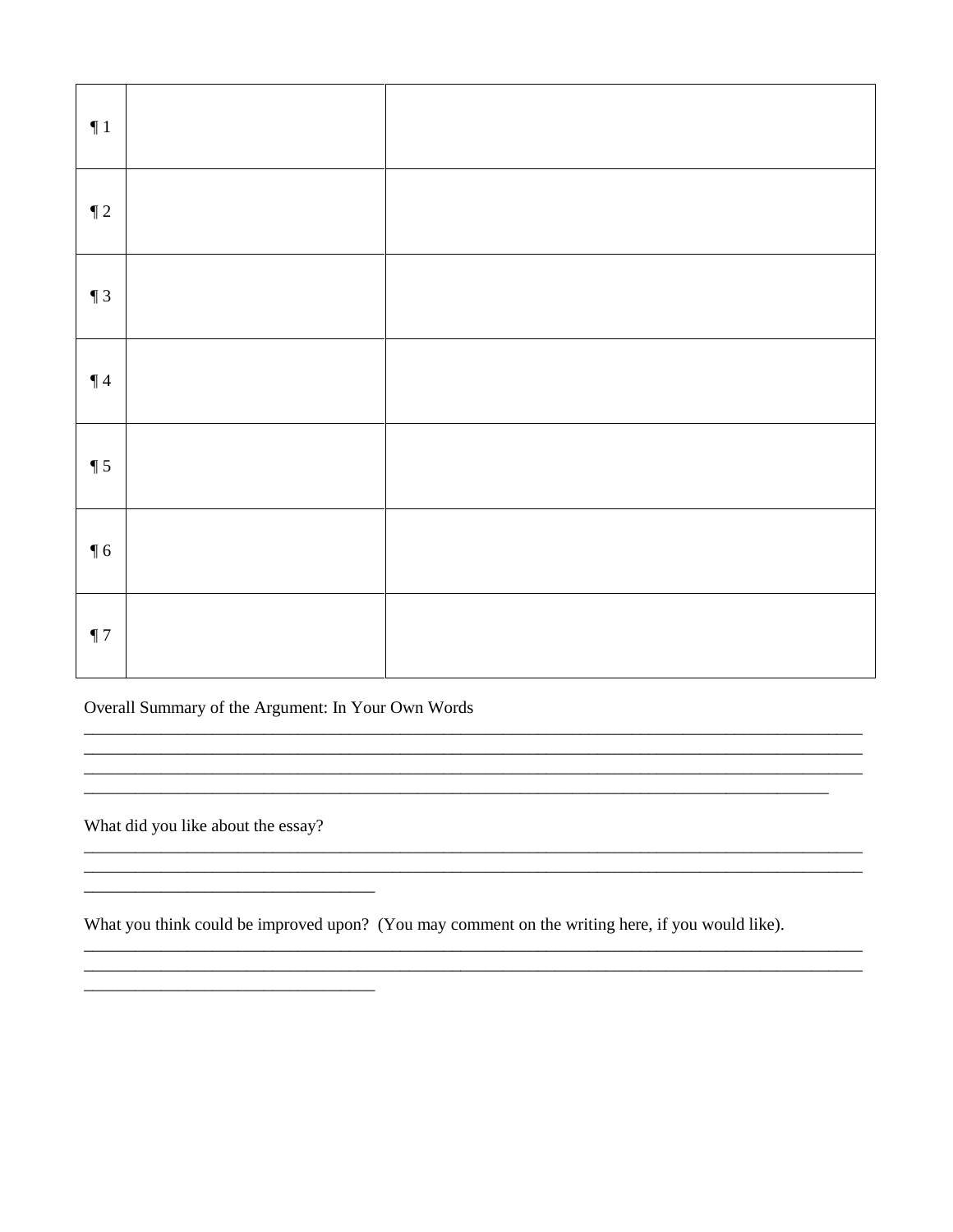| | | |
|---|---|---|
| ¶ 1 | | |
| ¶ 2 | | |
| ¶ 3 | | |
| ¶ 4 | | |
| ¶ 5 | | |
| ¶ 6 | | |
| ¶ 7 | | |

Overall Summary of the Argument: In Your Own Words

______________________________________________________________________________________
______________________________________________________________________________________
______________________________________________________________________________________
__________________________________________________________________________________

What did you like about the essay?

______________________________________________________________________________________
______________________________________________________________________________________
________________________________

What you think could be improved upon? (You may comment on the writing here, if you would like).

______________________________________________________________________________________
______________________________________________________________________________________
________________________________